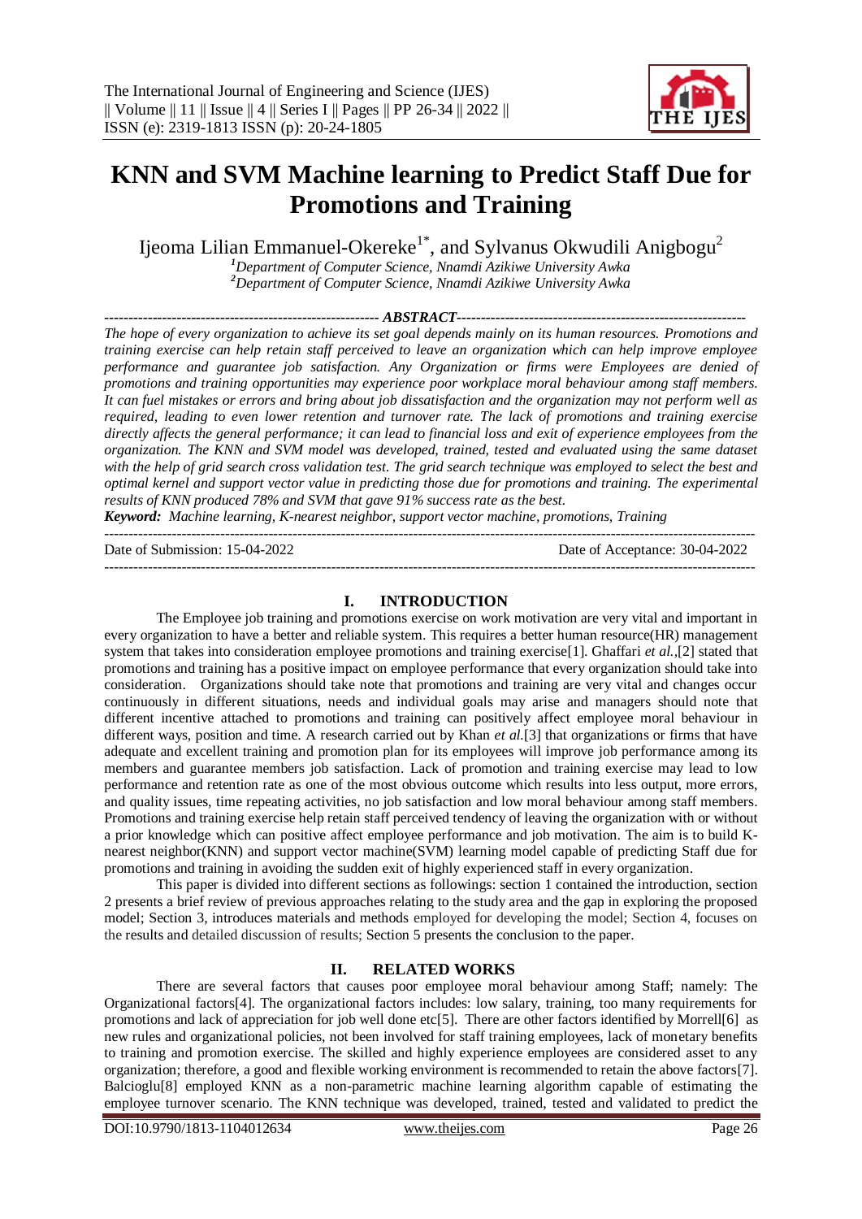# KNN and SVM Machine learning to Predict Staff Due for Promotions and Training

Ijeoma Lilian Emmanuel-Okereke[1*], and Sylvanus Okwudili Anigbogu[2]

[1]*Department of Computer Science, Nnamdi Azikiwe University Awka*
[2]*Department of Computer Science, Nnamdi Azikiwe University Awka*

**ABSTRACT**

*The hope of every organization to achieve its set goal depends mainly on its human resources. Promotions and training exercise can help retain staff perceived to leave an organization which can help improve employee performance and guarantee job satisfaction. Any Organization or firms were Employees are denied of promotions and training opportunities may experience poor workplace moral behaviour among staff members. It can fuel mistakes or errors and bring about job dissatisfaction and the organization may not perform well as required, leading to even lower retention and turnover rate. The lack of promotions and training exercise directly affects the general performance; it can lead to financial loss and exit of experience employees from the organization. The KNN and SVM model was developed, trained, tested and evaluated using the same dataset with the help of grid search cross validation test. The grid search technique was employed to select the best and optimal kernel and support vector value in predicting those due for promotions and training. The experimental results of KNN produced 78% and SVM that gave 91% success rate as the best.*

***Keyword:*** *Machine learning, K-nearest neighbor, support vector machine, promotions, Training*

Date of Submission: 15-04-2022 Date of Acceptance: 30-04-2022

## I. INTRODUCTION

The Employee job training and promotions exercise on work motivation are very vital and important in every organization to have a better and reliable system. This requires a better human resource(HR) management system that takes into consideration employee promotions and training exercise[1]. Ghaffari *et al.*,[2] stated that promotions and training has a positive impact on employee performance that every organization should take into consideration. Organizations should take note that promotions and training are very vital and changes occur continuously in different situations, needs and individual goals may arise and managers should note that different incentive attached to promotions and training can positively affect employee moral behaviour in different ways, position and time. A research carried out by Khan *et al.*[3] that organizations or firms that have adequate and excellent training and promotion plan for its employees will improve job performance among its members and guarantee members job satisfaction. Lack of promotion and training exercise may lead to low performance and retention rate as one of the most obvious outcome which results into less output, more errors, and quality issues, time repeating activities, no job satisfaction and low moral behaviour among staff members. Promotions and training exercise help retain staff perceived tendency of leaving the organization with or without a prior knowledge which can positive affect employee performance and job motivation. The aim is to build K-nearest neighbor(KNN) and support vector machine(SVM) learning model capable of predicting Staff due for promotions and training in avoiding the sudden exit of highly experienced staff in every organization.

This paper is divided into different sections as followings: section 1 contained the introduction, section 2 presents a brief review of previous approaches relating to the study area and the gap in exploring the proposed model; Section 3, introduces materials and methods employed for developing the model; Section 4, focuses on the results and detailed discussion of results; Section 5 presents the conclusion to the paper.

## II. RELATED WORKS

There are several factors that causes poor employee moral behaviour among Staff; namely: The Organizational factors[4]. The organizational factors includes: low salary, training, too many requirements for promotions and lack of appreciation for job well done etc[5]. There are other factors identified by Morrell[6] as new rules and organizational policies, not been involved for staff training employees, lack of monetary benefits to training and promotion exercise. The skilled and highly experience employees are considered asset to any organization; therefore, a good and flexible working environment is recommended to retain the above factors[7]. Balcioglu[8] employed KNN as a non-parametric machine learning algorithm capable of estimating the employee turnover scenario. The KNN technique was developed, trained, tested and validated to predict the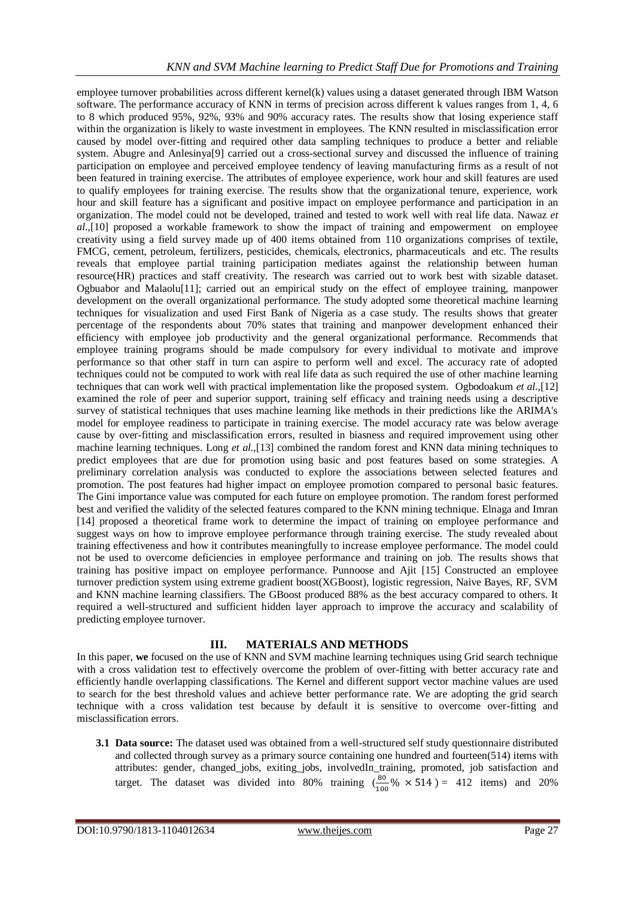employee turnover probabilities across different kernel(k) values using a dataset generated through IBM Watson software. The performance accuracy of KNN in terms of precision across different k values ranges from 1, 4, 6 to 8 which produced 95%, 92%, 93% and 90% accuracy rates. The results show that losing experience staff within the organization is likely to waste investment in employees. The KNN resulted in misclassification error caused by model over-fitting and required other data sampling techniques to produce a better and reliable system. Abugre and Anlesinya[9] carried out a cross-sectional survey and discussed the influence of training participation on employee and perceived employee tendency of leaving manufacturing firms as a result of not been featured in training exercise. The attributes of employee experience, work hour and skill features are used to qualify employees for training exercise. The results show that the organizational tenure, experience, work hour and skill feature has a significant and positive impact on employee performance and participation in an organization. The model could not be developed, trained and tested to work well with real life data. Nawaz *et al.*,[10] proposed a workable framework to show the impact of training and empowerment on employee creativity using a field survey made up of 400 items obtained from 110 organizations comprises of textile, FMCG, cement, petroleum, fertilizers, pesticides, chemicals, electronics, pharmaceuticals and etc. The results reveals that employee partial training participation mediates against the relationship between human resource(HR) practices and staff creativity. The research was carried out to work best with sizable dataset. Ogbuabor and Malaolu[11]; carried out an empirical study on the effect of employee training, manpower development on the overall organizational performance. The study adopted some theoretical machine learning techniques for visualization and used First Bank of Nigeria as a case study. The results shows that greater percentage of the respondents about 70% states that training and manpower development enhanced their efficiency with employee job productivity and the general organizational performance. Recommends that employee training programs should be made compulsory for every individual to motivate and improve performance so that other staff in turn can aspire to perform well and excel. The accuracy rate of adopted techniques could not be computed to work with real life data as such required the use of other machine learning techniques that can work well with practical implementation like the proposed system. Ogbodoakum *et al.*,[12] examined the role of peer and superior support, training self efficacy and training needs using a descriptive survey of statistical techniques that uses machine learning like methods in their predictions like the ARIMA's model for employee readiness to participate in training exercise. The model accuracy rate was below average cause by over-fitting and misclassification errors, resulted in biasness and required improvement using other machine learning techniques. Long *et al.*,[13] combined the random forest and KNN data mining techniques to predict employees that are due for promotion using basic and post features based on some strategies. A preliminary correlation analysis was conducted to explore the associations between selected features and promotion. The post features had higher impact on employee promotion compared to personal basic features. The Gini importance value was computed for each future on employee promotion. The random forest performed best and verified the validity of the selected features compared to the KNN mining technique. Elnaga and Imran [14] proposed a theoretical frame work to determine the impact of training on employee performance and suggest ways on how to improve employee performance through training exercise. The study revealed about training effectiveness and how it contributes meaningfully to increase employee performance. The model could not be used to overcome deficiencies in employee performance and training on job. The results shows that training has positive impact on employee performance. Punnoose and Ajit [15] Constructed an employee turnover prediction system using extreme gradient boost(XGBoost), logistic regression, Naive Bayes, RF, SVM and KNN machine learning classifiers. The GBoost produced 88% as the best accuracy compared to others. It required a well-structured and sufficient hidden layer approach to improve the accuracy and scalability of predicting employee turnover.

## III. MATERIALS AND METHODS

In this paper, **we** focused on the use of KNN and SVM machine learning techniques using Grid search technique with a cross validation test to effectively overcome the problem of over-fitting with better accuracy rate and efficiently handle overlapping classifications. The Kernel and different support vector machine values are used to search for the best threshold values and achieve better performance rate. We are adopting the grid search technique with a cross validation test because by default it is sensitive to overcome over-fitting and misclassification errors.

**3.1 Data source:** The dataset used was obtained from a well-structured self study questionnaire distributed and collected through survey as a primary source containing one hundred and fourteen(514) items with attributes: gender, changed_jobs, exiting_jobs, involvedIn_training, promoted, job satisfaction and target. The dataset was divided into 80% training ($\frac{80}{100}\% \times 514$ ) = 412 items) and 20%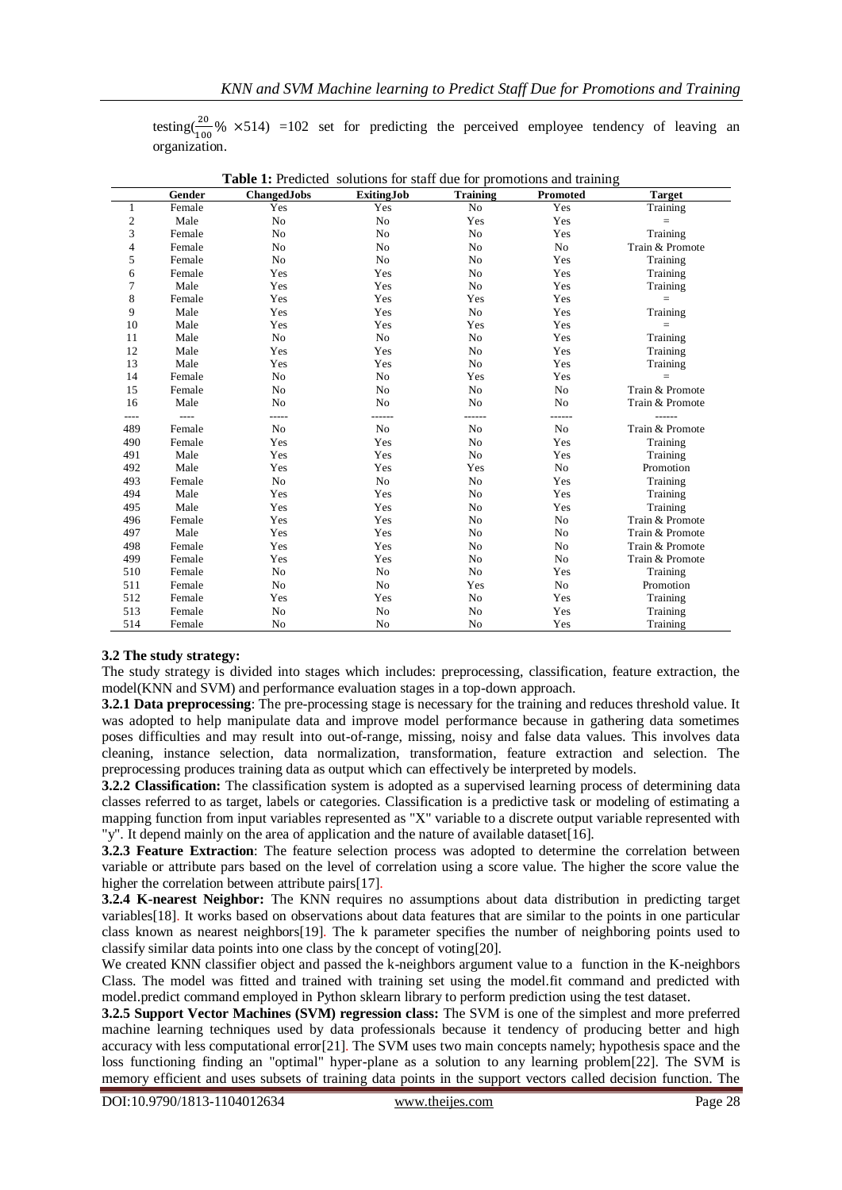testing($\frac{20}{100}\% \times 514$) =102 set for predicting the perceived employee tendency of leaving an organization.

**Table 1:** Predicted solutions for staff due for promotions and training

| | Gender | ChangedJobs | ExitingJob | Training | Promoted | Target |
|---|---|---|---|---|---|---|
| 1 | Female | Yes | Yes | No | Yes | Training |
| 2 | Male | No | No | Yes | Yes | = |
| 3 | Female | No | No | No | Yes | Training |
| 4 | Female | No | No | No | No | Train & Promote |
| 5 | Female | No | No | No | Yes | Training |
| 6 | Female | Yes | Yes | No | Yes | Training |
| 7 | Male | Yes | Yes | No | Yes | Training |
| 8 | Female | Yes | Yes | Yes | Yes | = |
| 9 | Male | Yes | Yes | No | Yes | Training |
| 10 | Male | Yes | Yes | Yes | Yes | = |
| 11 | Male | No | No | No | Yes | Training |
| 12 | Male | Yes | Yes | No | Yes | Training |
| 13 | Male | Yes | Yes | No | Yes | Training |
| 14 | Female | No | No | Yes | Yes | = |
| 15 | Female | No | No | No | No | Train & Promote |
| 16 | Male | No | No | No | No | Train & Promote |
| ---- | ---- | ----- | ------ | ------ | ------ | ------ |
| 489 | Female | No | No | No | No | Train & Promote |
| 490 | Female | Yes | Yes | No | Yes | Training |
| 491 | Male | Yes | Yes | No | Yes | Training |
| 492 | Male | Yes | Yes | Yes | No | Promotion |
| 493 | Female | No | No | No | Yes | Training |
| 494 | Male | Yes | Yes | No | Yes | Training |
| 495 | Male | Yes | Yes | No | Yes | Training |
| 496 | Female | Yes | Yes | No | No | Train & Promote |
| 497 | Male | Yes | Yes | No | No | Train & Promote |
| 498 | Female | Yes | Yes | No | No | Train & Promote |
| 499 | Female | Yes | Yes | No | No | Train & Promote |
| 510 | Female | No | No | No | Yes | Training |
| 511 | Female | No | No | Yes | No | Promotion |
| 512 | Female | Yes | Yes | No | Yes | Training |
| 513 | Female | No | No | No | Yes | Training |
| 514 | Female | No | No | No | Yes | Training |

### 3.2 The study strategy:

The study strategy is divided into stages which includes: preprocessing, classification, feature extraction, the model(KNN and SVM) and performance evaluation stages in a top-down approach.

**3.2.1 Data preprocessing**: The pre-processing stage is necessary for the training and reduces threshold value. It was adopted to help manipulate data and improve model performance because in gathering data sometimes poses difficulties and may result into out-of-range, missing, noisy and false data values. This involves data cleaning, instance selection, data normalization, transformation, feature extraction and selection. The preprocessing produces training data as output which can effectively be interpreted by models.

**3.2.2 Classification:** The classification system is adopted as a supervised learning process of determining data classes referred to as target, labels or categories. Classification is a predictive task or modeling of estimating a mapping function from input variables represented as "X" variable to a discrete output variable represented with "y". It depend mainly on the area of application and the nature of available dataset[16].

**3.2.3 Feature Extraction**: The feature selection process was adopted to determine the correlation between variable or attribute pars based on the level of correlation using a score value. The higher the score value the higher the correlation between attribute pairs[17].

**3.2.4 K-nearest Neighbor:** The KNN requires no assumptions about data distribution in predicting target variables[18]. It works based on observations about data features that are similar to the points in one particular class known as nearest neighbors[19]. The k parameter specifies the number of neighboring points used to classify similar data points into one class by the concept of voting[20].

We created KNN classifier object and passed the k-neighbors argument value to a function in the K-neighbors Class. The model was fitted and trained with training set using the model.fit command and predicted with model.predict command employed in Python sklearn library to perform prediction using the test dataset.

**3.2.5 Support Vector Machines (SVM) regression class:** The SVM is one of the simplest and more preferred machine learning techniques used by data professionals because it tendency of producing better and high accuracy with less computational error[21]. The SVM uses two main concepts namely; hypothesis space and the loss functioning finding an "optimal" hyper-plane as a solution to any learning problem[22]. The SVM is memory efficient and uses subsets of training data points in the support vectors called decision function. The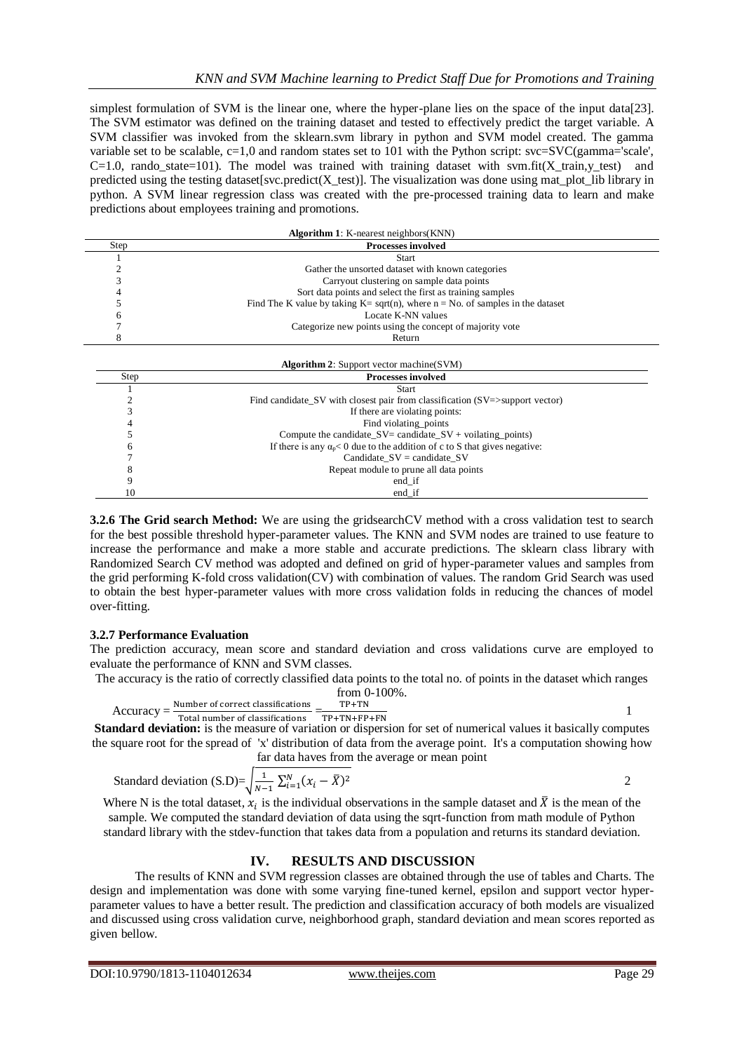simplest formulation of SVM is the linear one, where the hyper-plane lies on the space of the input data[23]. The SVM estimator was defined on the training dataset and tested to effectively predict the target variable. A SVM classifier was invoked from the sklearn.svm library in python and SVM model created. The gamma variable set to be scalable, c=1,0 and random states set to 101 with the Python script: svc=SVC(gamma='scale', C=1.0, rando_state=101). The model was trained with training dataset with svm.fit(X_train,y_test) and predicted using the testing dataset[svc.predict(X_test)]. The visualization was done using mat_plot_lib library in python. A SVM linear regression class was created with the pre-processed training data to learn and make predictions about employees training and promotions.

**Algorithm 1**: K-nearest neighbors(KNN)

| Step | Processes involved |
|---|---|
| 1 | Start |
| 2 | Gather the unsorted dataset with known categories |
| 3 | Carryout clustering on sample data points |
| 4 | Sort data points and select the first as training samples |
| 5 | Find The K value by taking K= sqrt(n), where n = No. of samples in the dataset |
| 6 | Locate K-NN values |
| 7 | Categorize new points using the concept of majority vote |
| 8 | Return |

**Algorithm 2**: Support vector machine(SVM)

| Step | Processes involved |
|---|---|
| 1 | Start |
| 2 | Find candidate_SV with closest pair from classification (SV=>support vector) |
| 3 | If there are violating points: |
| 4 | Find violating_points |
| 5 | Compute the candidate_SV= candidate_SV + voilating_points) |
| 6 | If there is any $\alpha_p < 0$ due to the addition of c to S that gives negative: |
| 7 | Candidate_SV = candidate_SV |
| 8 | Repeat module to prune all data points |
| 9 | end_if |
| 10 | end_if |

**3.2.6 The Grid search Method:** We are using the gridsearchCV method with a cross validation test to search for the best possible threshold hyper-parameter values. The KNN and SVM nodes are trained to use feature to increase the performance and make a more stable and accurate predictions. The sklearn class library with Randomized Search CV method was adopted and defined on grid of hyper-parameter values and samples from the grid performing K-fold cross validation(CV) with combination of values. The random Grid Search was used to obtain the best hyper-parameter values with more cross validation folds in reducing the chances of model over-fitting.

### 3.2.7 Performance Evaluation

The prediction accuracy, mean score and standard deviation and cross validations curve are employed to evaluate the performance of KNN and SVM classes.

The accuracy is the ratio of correctly classified data points to the total no. of points in the dataset which ranges from 0-100%.

$$\text{Accuracy} = \frac{\text{Number of correct classifications}}{\text{Total number of classifications}} = \frac{\text{TP+TN}}{\text{TP+TN+FP+FN}} \quad 1$$

**Standard deviation:** is the measure of variation or dispersion for set of numerical values it basically computes the square root for the spread of 'x' distribution of data from the average point. It's a computation showing how far data haves from the average or mean point

$$\text{Standard deviation (S.D)} = \sqrt{\frac{1}{N-1}\sum_{i=1}^{N}(x_i - \bar{X})^2} \quad 2$$

Where N is the total dataset, $x_i$ is the individual observations in the sample dataset and $\bar{X}$ is the mean of the sample. We computed the standard deviation of data using the sqrt-function from math module of Python standard library with the stdev-function that takes data from a population and returns its standard deviation.

## IV. RESULTS AND DISCUSSION

The results of KNN and SVM regression classes are obtained through the use of tables and Charts. The design and implementation was done with some varying fine-tuned kernel, epsilon and support vector hyper-parameter values to have a better result. The prediction and classification accuracy of both models are visualized and discussed using cross validation curve, neighborhood graph, standard deviation and mean scores reported as given bellow.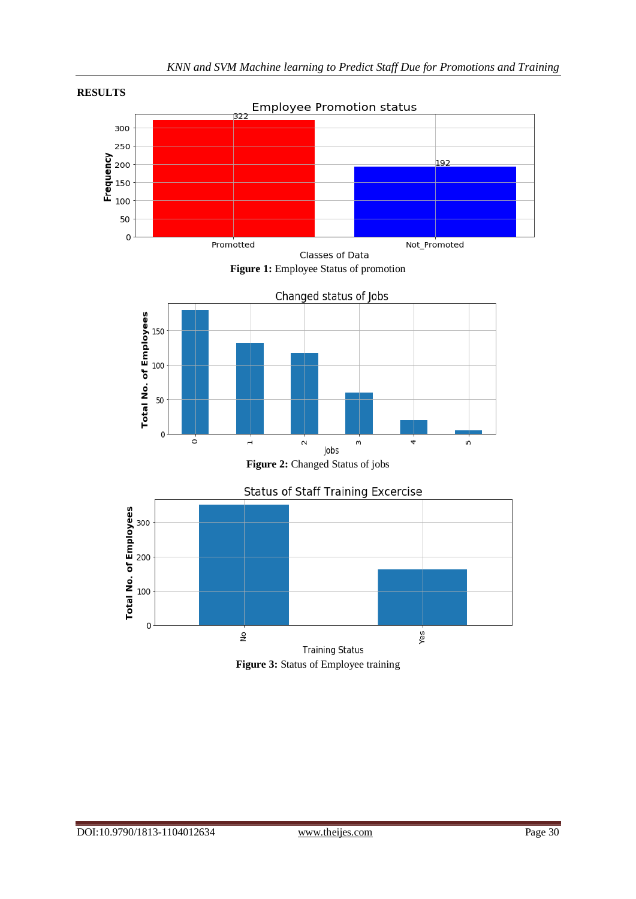**RESULTS**

**Figure 1:** Employee Status of promotion

**Figure 2:** Changed Status of jobs

**Figure 3:** Status of Employee training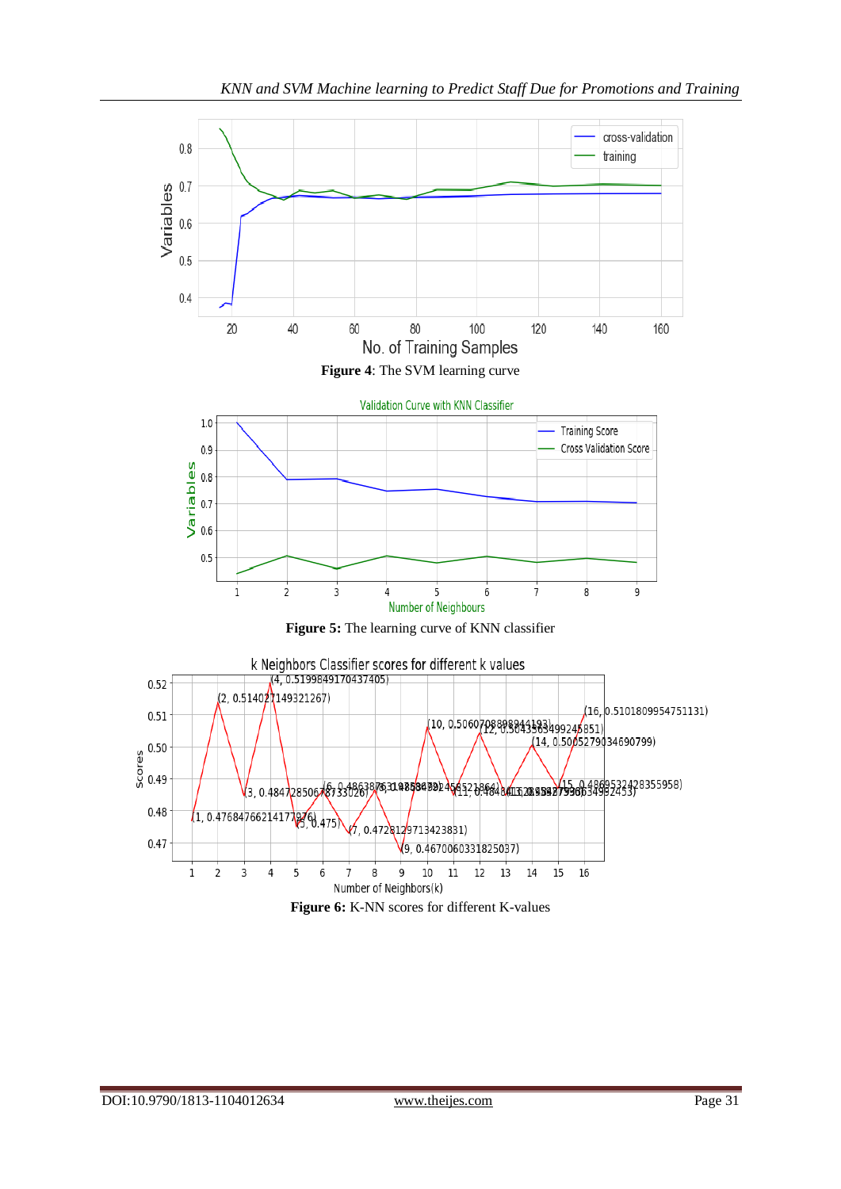**Figure 4**: The SVM learning curve

**Figure 5:** The learning curve of KNN classifier

**Figure 6:** K-NN scores for different K-values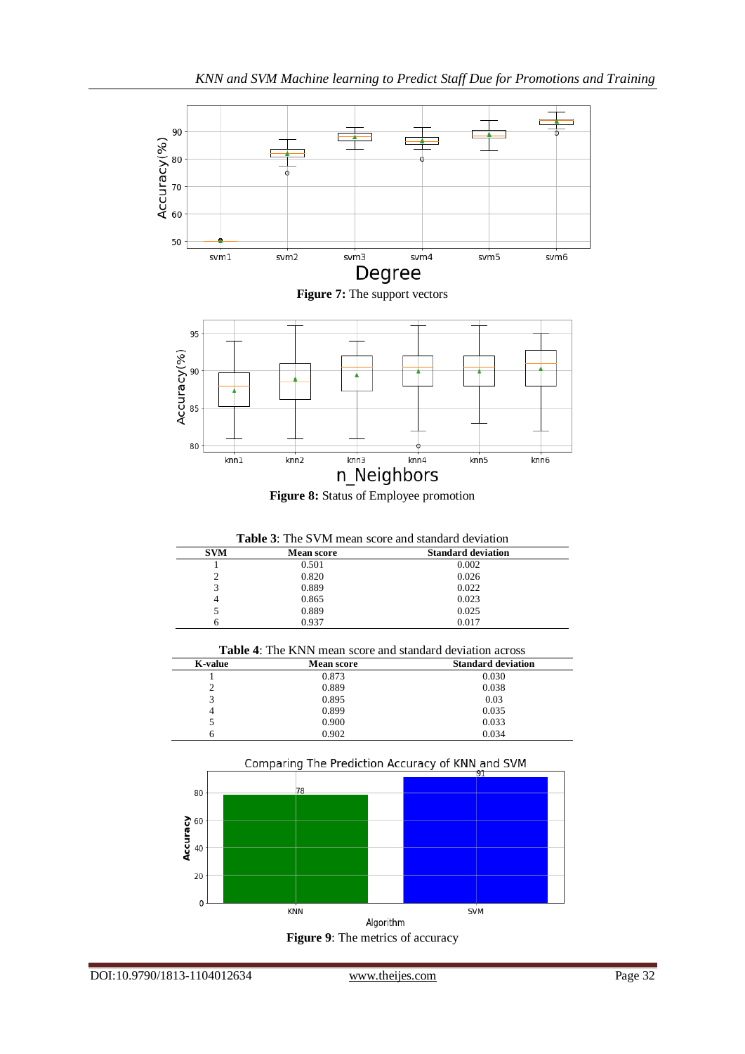Figure 7: The support vectors

Figure 8: Status of Employee promotion

**Table 3**: The SVM mean score and standard deviation

| SVM | Mean score | Standard deviation |
|---|---|---|
| 1 | 0.501 | 0.002 |
| 2 | 0.820 | 0.026 |
| 3 | 0.889 | 0.022 |
| 4 | 0.865 | 0.023 |
| 5 | 0.889 | 0.025 |
| 6 | 0.937 | 0.017 |

**Table 4**: The KNN mean score and standard deviation across

| K-value | Mean score | Standard deviation |
|---|---|---|
| 1 | 0.873 | 0.030 |
| 2 | 0.889 | 0.038 |
| 3 | 0.895 | 0.03 |
| 4 | 0.899 | 0.035 |
| 5 | 0.900 | 0.033 |
| 6 | 0.902 | 0.034 |

Figure 9: The metrics of accuracy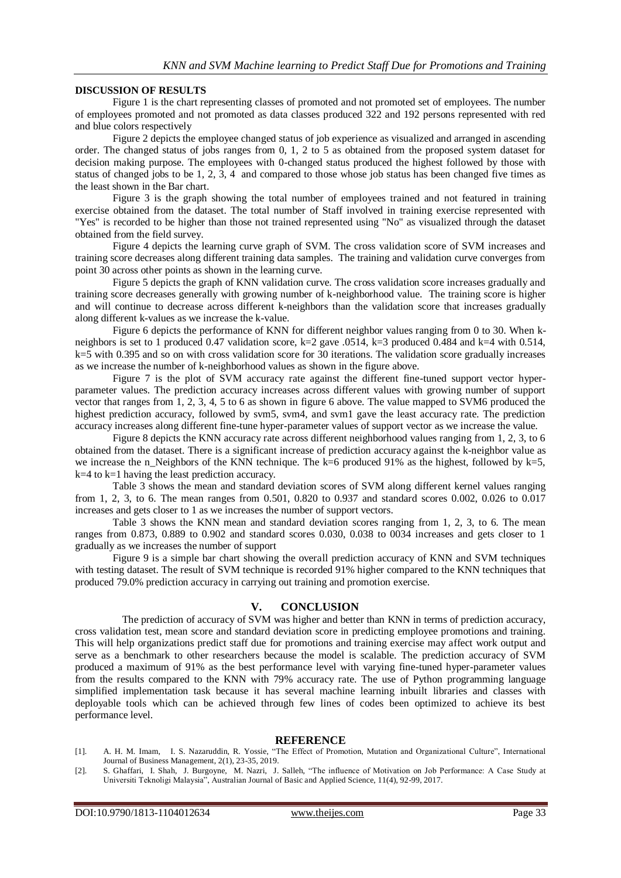**DISCUSSION OF RESULTS**

Figure 1 is the chart representing classes of promoted and not promoted set of employees. The number of employees promoted and not promoted as data classes produced 322 and 192 persons represented with red and blue colors respectively

Figure 2 depicts the employee changed status of job experience as visualized and arranged in ascending order. The changed status of jobs ranges from 0, 1, 2 to 5 as obtained from the proposed system dataset for decision making purpose. The employees with 0-changed status produced the highest followed by those with status of changed jobs to be 1, 2, 3, 4 and compared to those whose job status has been changed five times as the least shown in the Bar chart.

Figure 3 is the graph showing the total number of employees trained and not featured in training exercise obtained from the dataset. The total number of Staff involved in training exercise represented with "Yes" is recorded to be higher than those not trained represented using "No" as visualized through the dataset obtained from the field survey.

Figure 4 depicts the learning curve graph of SVM. The cross validation score of SVM increases and training score decreases along different training data samples. The training and validation curve converges from point 30 across other points as shown in the learning curve.

Figure 5 depicts the graph of KNN validation curve. The cross validation score increases gradually and training score decreases generally with growing number of k-neighborhood value. The training score is higher and will continue to decrease across different k-neighbors than the validation score that increases gradually along different k-values as we increase the k-value.

Figure 6 depicts the performance of KNN for different neighbor values ranging from 0 to 30. When k-neighbors is set to 1 produced 0.47 validation score, k=2 gave .0514, k=3 produced 0.484 and k=4 with 0.514, k=5 with 0.395 and so on with cross validation score for 30 iterations. The validation score gradually increases as we increase the number of k-neighborhood values as shown in the figure above.

Figure 7 is the plot of SVM accuracy rate against the different fine-tuned support vector hyper-parameter values. The prediction accuracy increases across different values with growing number of support vector that ranges from 1, 2, 3, 4, 5 to 6 as shown in figure 6 above. The value mapped to SVM6 produced the highest prediction accuracy, followed by svm5, svm4, and svm1 gave the least accuracy rate. The prediction accuracy increases along different fine-tune hyper-parameter values of support vector as we increase the value.

Figure 8 depicts the KNN accuracy rate across different neighborhood values ranging from 1, 2, 3, to 6 obtained from the dataset. There is a significant increase of prediction accuracy against the k-neighbor value as we increase the n_Neighbors of the KNN technique. The k=6 produced 91% as the highest, followed by k=5, k=4 to k=1 having the least prediction accuracy.

Table 3 shows the mean and standard deviation scores of SVM along different kernel values ranging from 1, 2, 3, to 6. The mean ranges from 0.501, 0.820 to 0.937 and standard scores 0.002, 0.026 to 0.017 increases and gets closer to 1 as we increases the number of support vectors.

Table 3 shows the KNN mean and standard deviation scores ranging from 1, 2, 3, to 6. The mean ranges from 0.873, 0.889 to 0.902 and standard scores 0.030, 0.038 to 0034 increases and gets closer to 1 gradually as we increases the number of support

Figure 9 is a simple bar chart showing the overall prediction accuracy of KNN and SVM techniques with testing dataset. The result of SVM technique is recorded 91% higher compared to the KNN techniques that produced 79.0% prediction accuracy in carrying out training and promotion exercise.

## V. CONCLUSION

The prediction of accuracy of SVM was higher and better than KNN in terms of prediction accuracy, cross validation test, mean score and standard deviation score in predicting employee promotions and training. This will help organizations predict staff due for promotions and training exercise may affect work output and serve as a benchmark to other researchers because the model is scalable. The prediction accuracy of SVM produced a maximum of 91% as the best performance level with varying fine-tuned hyper-parameter values from the results compared to the KNN with 79% accuracy rate. The use of Python programming language simplified implementation task because it has several machine learning inbuilt libraries and classes with deployable tools which can be achieved through few lines of codes been optimized to achieve its best performance level.

## REFERENCE

[1]. A. H. M. Imam, I. S. Nazaruddin, R. Yossie, "The Effect of Promotion, Mutation and Organizational Culture", International Journal of Business Management, 2(1), 23-35, 2019.

[2]. S. Ghaffari, I. Shah, J. Burgoyne, M. Nazri, J. Salleh, "The influence of Motivation on Job Performance: A Case Study at Universiti Teknoligi Malaysia", Australian Journal of Basic and Applied Science, 11(4), 92-99, 2017.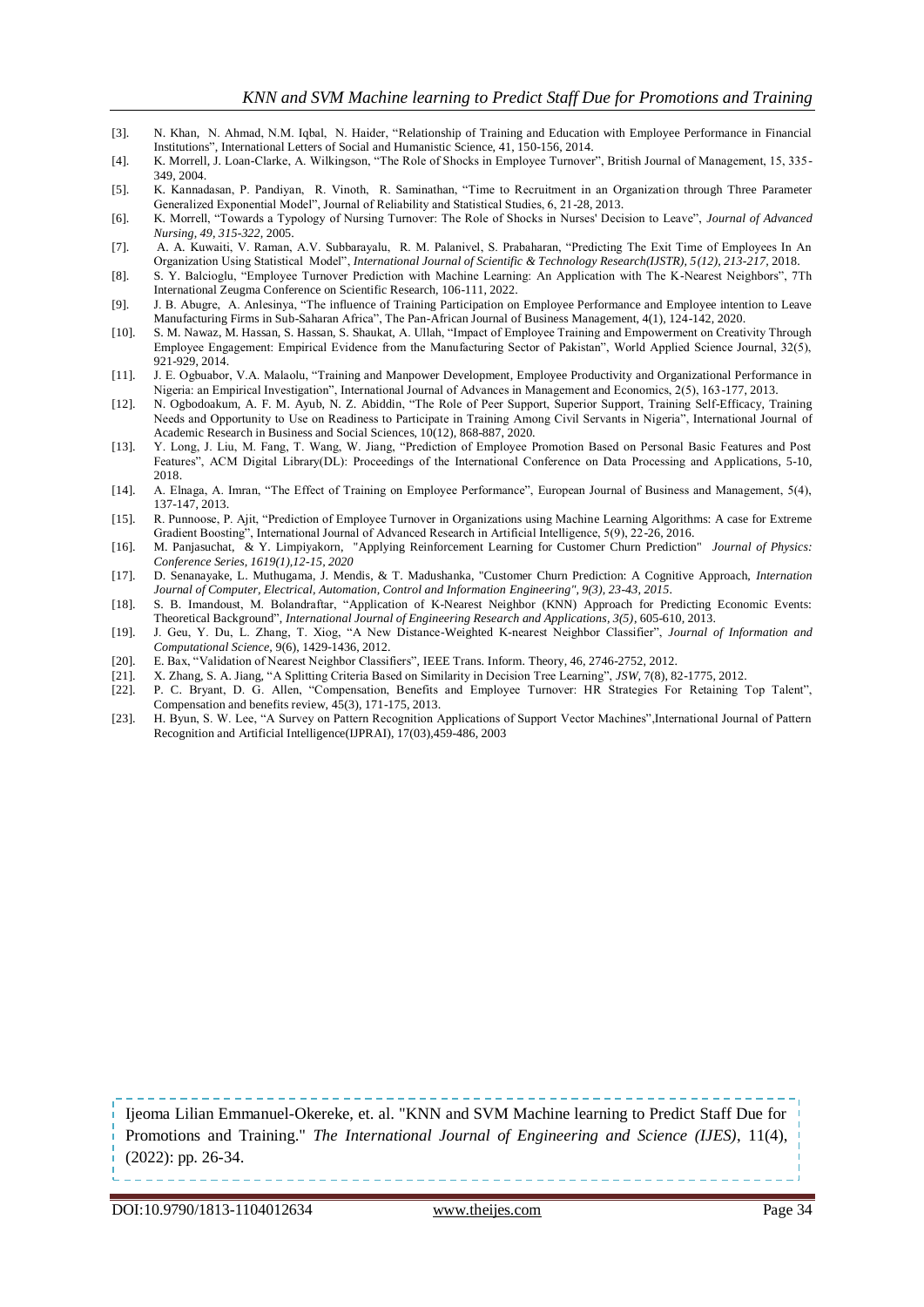[3]. N. Khan, N. Ahmad, N.M. Iqbal, N. Haider, "Relationship of Training and Education with Employee Performance in Financial Institutions", International Letters of Social and Humanistic Science, 41, 150-156, 2014.

[4]. K. Morrell, J. Loan-Clarke, A. Wilkingson, "The Role of Shocks in Employee Turnover", British Journal of Management, 15, 335-349, 2004.

[5]. K. Kannadasan, P. Pandiyan, R. Vinoth, R. Saminathan, "Time to Recruitment in an Organization through Three Parameter Generalized Exponential Model", Journal of Reliability and Statistical Studies, 6, 21-28, 2013.

[6]. K. Morrell, "Towards a Typology of Nursing Turnover: The Role of Shocks in Nurses' Decision to Leave", *Journal of Advanced Nursing, 49, 315-322,* 2005.

[7]. A. A. Kuwaiti, V. Raman, A.V. Subbarayalu, R. M. Palanivel, S. Prabaharan, "Predicting The Exit Time of Employees In An Organization Using Statistical Model", *International Journal of Scientific & Technology Research(IJSTR), 5(12), 213-217,* 2018.

[8]. S. Y. Balcioglu, "Employee Turnover Prediction with Machine Learning: An Application with The K-Nearest Neighbors", 7Th International Zeugma Conference on Scientific Research, 106-111, 2022.

[9]. J. B. Abugre, A. Anlesinya, "The influence of Training Participation on Employee Performance and Employee intention to Leave Manufacturing Firms in Sub-Saharan Africa", The Pan-African Journal of Business Management, 4(1), 124-142, 2020.

[10]. S. M. Nawaz, M. Hassan, S. Hassan, S. Shaukat, A. Ullah, "Impact of Employee Training and Empowerment on Creativity Through Employee Engagement: Empirical Evidence from the Manufacturing Sector of Pakistan", World Applied Science Journal, 32(5), 921-929, 2014.

[11]. J. E. Ogbuabor, V.A. Malaolu, "Training and Manpower Development, Employee Productivity and Organizational Performance in Nigeria: an Empirical Investigation", International Journal of Advances in Management and Economics, 2(5), 163-177, 2013.

[12]. N. Ogbodoakum, A. F. M. Ayub, N. Z. Abiddin, "The Role of Peer Support, Superior Support, Training Self-Efficacy, Training Needs and Opportunity to Use on Readiness to Participate in Training Among Civil Servants in Nigeria", International Journal of Academic Research in Business and Social Sciences, 10(12), 868-887, 2020.

[13]. Y. Long, J. Liu, M. Fang, T. Wang, W. Jiang, "Prediction of Employee Promotion Based on Personal Basic Features and Post Features", ACM Digital Library(DL): Proceedings of the International Conference on Data Processing and Applications, 5-10, 2018.

[14]. A. Elnaga, A. Imran, "The Effect of Training on Employee Performance", European Journal of Business and Management, 5(4), 137-147, 2013.

[15]. R. Punnoose, P. Ajit, "Prediction of Employee Turnover in Organizations using Machine Learning Algorithms: A case for Extreme Gradient Boosting", International Journal of Advanced Research in Artificial Intelligence, 5(9), 22-26, 2016.

[16]. M. Panjasuchat, & Y. Limpiyakorn, "Applying Reinforcement Learning for Customer Churn Prediction" *Journal of Physics: Conference Series, 1619(1),12-15, 2020*

[17]. D. Senanayake, L. Muthugama, J. Mendis, & T. Madushanka, "Customer Churn Prediction: A Cognitive Approach, *Internation Journal of Computer, Electrical, Automation, Control and Information Engineering", 9(3), 23-43, 2015*.

[18]. S. B. Imandoust, M. Bolandraftar, "Application of K-Nearest Neighbor (KNN) Approach for Predicting Economic Events: Theoretical Background", *International Journal of Engineering Research and Applications, 3(5)*, 605-610, 2013.

[19]. J. Geu, Y. Du, L. Zhang, T. Xiog, "A New Distance-Weighted K-nearest Neighbor Classifier", *Journal of Information and Computational Science,* 9(6), 1429-1436, 2012.

[20]. E. Bax, "Validation of Nearest Neighbor Classifiers", IEEE Trans. Inform. Theory, 46, 2746-2752, 2012.

[21]. X. Zhang, S. A. Jiang, "A Splitting Criteria Based on Similarity in Decision Tree Learning", *JSW,* 7(8), 82-1775, 2012.

[22]. P. C. Bryant, D. G. Allen, "Compensation, Benefits and Employee Turnover: HR Strategies For Retaining Top Talent", Compensation and benefits review, 45(3), 171-175, 2013.

[23]. H. Byun, S. W. Lee, "A Survey on Pattern Recognition Applications of Support Vector Machines",International Journal of Pattern Recognition and Artificial Intelligence(IJPRAI), 17(03),459-486, 2003

Ijeoma Lilian Emmanuel-Okereke, et. al. "KNN and SVM Machine learning to Predict Staff Due for Promotions and Training." *The International Journal of Engineering and Science (IJES)*, 11(4), (2022): pp. 26-34.